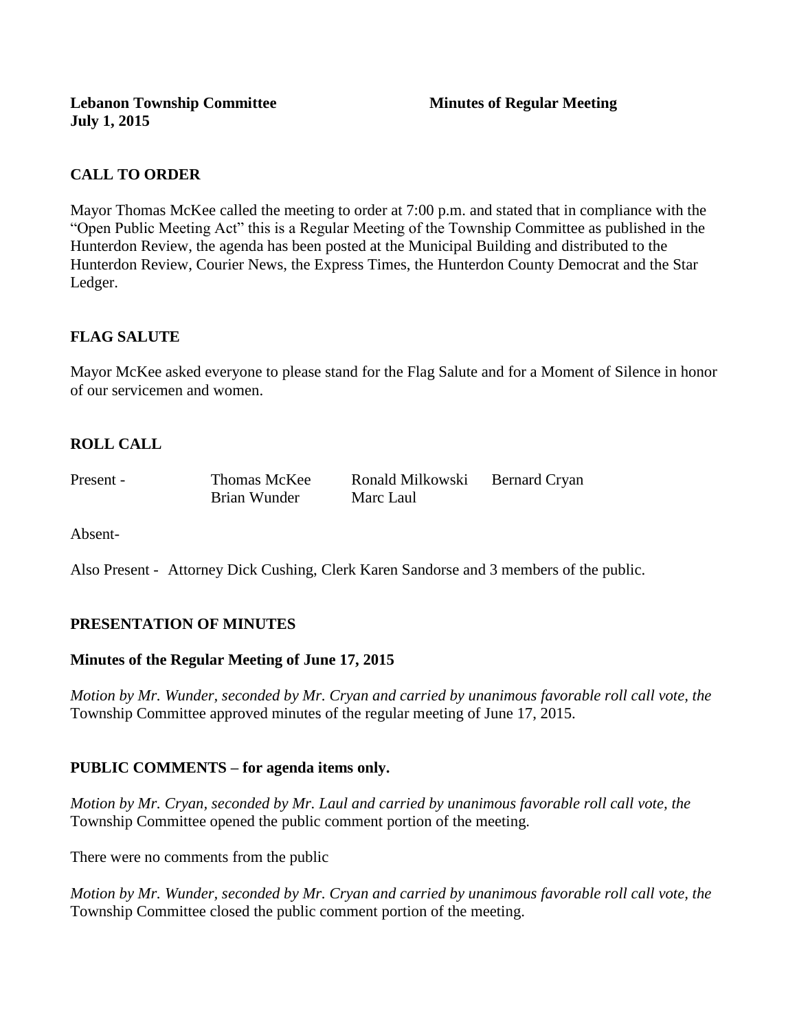**Lebanon Township Committee** **Minutes of Regular Meeting**
**July 1, 2015**

## CALL TO ORDER

Mayor Thomas McKee called the meeting to order at 7:00 p.m. and stated that in compliance with the "Open Public Meeting Act" this is a Regular Meeting of the Township Committee as published in the Hunterdon Review, the agenda has been posted at the Municipal Building and distributed to the Hunterdon Review, Courier News, the Express Times, the Hunterdon County Democrat and the Star Ledger.

## FLAG SALUTE

Mayor McKee asked everyone to please stand for the Flag Salute and for a Moment of Silence in honor of our servicemen and women.

## ROLL CALL

| Present - | Thomas McKee | Ronald Milkowski | Bernard Cryan |
|---|---|---|---|
| | Brian Wunder | Marc Laul | |

Absent-

Also Present - Attorney Dick Cushing, Clerk Karen Sandorse and 3 members of the public.

## PRESENTATION OF MINUTES

### Minutes of the Regular Meeting of June 17, 2015

*Motion by Mr. Wunder, seconded by Mr. Cryan and carried by unanimous favorable roll call vote, the* Township Committee approved minutes of the regular meeting of June 17, 2015.

## PUBLIC COMMENTS – for agenda items only.

*Motion by Mr. Cryan, seconded by Mr. Laul and carried by unanimous favorable roll call vote, the* Township Committee opened the public comment portion of the meeting.

There were no comments from the public

*Motion by Mr. Wunder, seconded by Mr. Cryan and carried by unanimous favorable roll call vote, the* Township Committee closed the public comment portion of the meeting.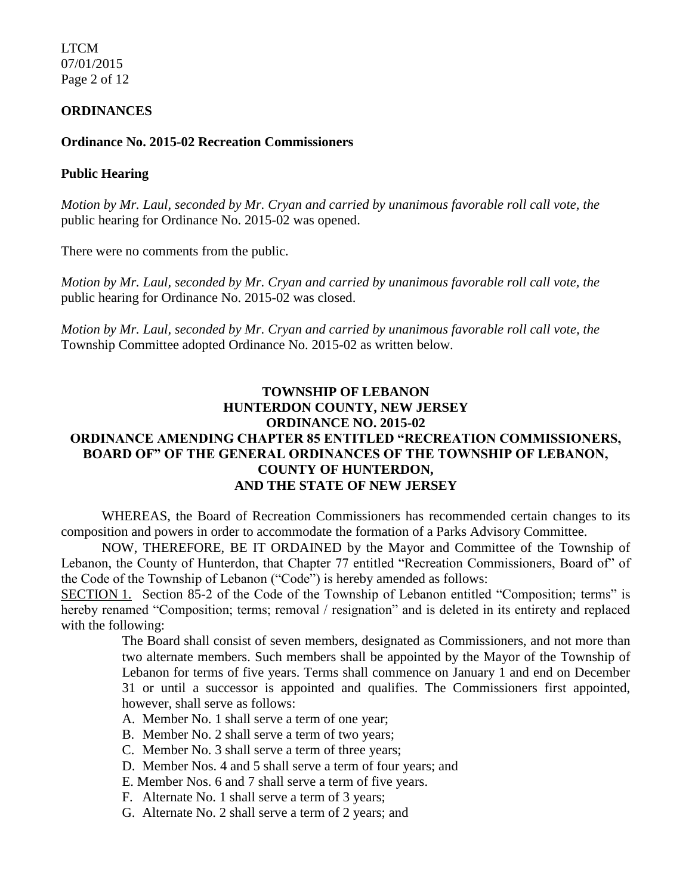## ORDINANCES

### Ordinance No. 2015-02 Recreation Commissioners

### Public Hearing

*Motion by Mr. Laul, seconded by Mr. Cryan and carried by unanimous favorable roll call vote, the* public hearing for Ordinance No. 2015-02 was opened.

There were no comments from the public.

*Motion by Mr. Laul, seconded by Mr. Cryan and carried by unanimous favorable roll call vote, the* public hearing for Ordinance No. 2015-02 was closed.

*Motion by Mr. Laul, seconded by Mr. Cryan and carried by unanimous favorable roll call vote, the* Township Committee adopted Ordinance No. 2015-02 as written below.

**TOWNSHIP OF LEBANON**
**HUNTERDON COUNTY, NEW JERSEY**
**ORDINANCE NO. 2015-02**
**ORDINANCE AMENDING CHAPTER 85 ENTITLED "RECREATION COMMISSIONERS, BOARD OF" OF THE GENERAL ORDINANCES OF THE TOWNSHIP OF LEBANON, COUNTY OF HUNTERDON, AND THE STATE OF NEW JERSEY**

WHEREAS, the Board of Recreation Commissioners has recommended certain changes to its composition and powers in order to accommodate the formation of a Parks Advisory Committee.

NOW, THEREFORE, BE IT ORDAINED by the Mayor and Committee of the Township of Lebanon, the County of Hunterdon, that Chapter 77 entitled "Recreation Commissioners, Board of" of the Code of the Township of Lebanon ("Code") is hereby amended as follows:

<u>SECTION 1.</u> Section 85-2 of the Code of the Township of Lebanon entitled "Composition; terms" is hereby renamed "Composition; terms; removal / resignation" and is deleted in its entirety and replaced with the following:

> The Board shall consist of seven members, designated as Commissioners, and not more than two alternate members. Such members shall be appointed by the Mayor of the Township of Lebanon for terms of five years. Terms shall commence on January 1 and end on December 31 or until a successor is appointed and qualifies. The Commissioners first appointed, however, shall serve as follows:
>
> A. Member No. 1 shall serve a term of one year;
> B. Member No. 2 shall serve a term of two years;
> C. Member No. 3 shall serve a term of three years;
> D. Member Nos. 4 and 5 shall serve a term of four years; and
> E. Member Nos. 6 and 7 shall serve a term of five years.
> F. Alternate No. 1 shall serve a term of 3 years;
> G. Alternate No. 2 shall serve a term of 2 years; and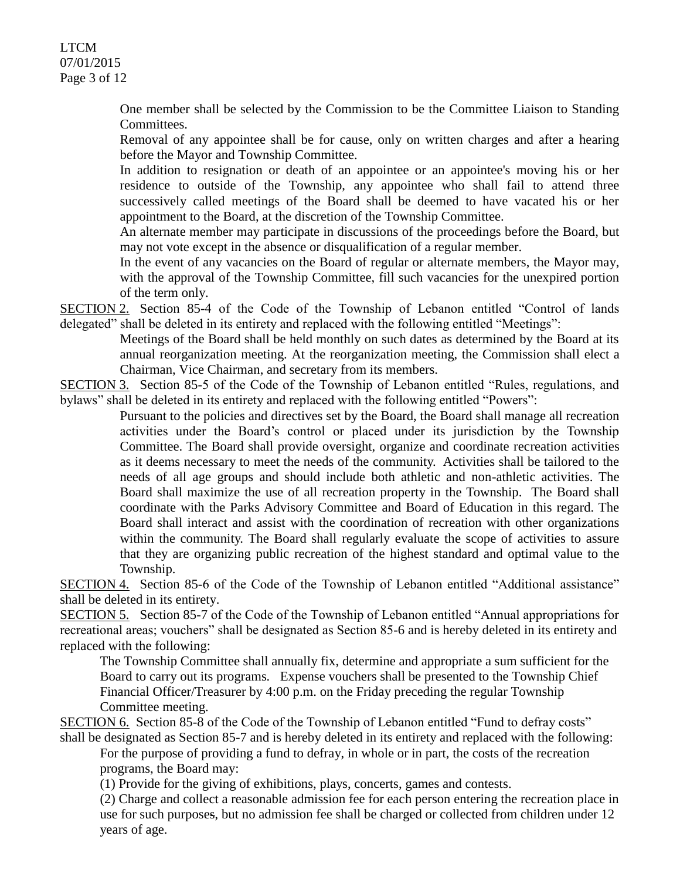One member shall be selected by the Commission to be the Committee Liaison to Standing Committees.

Removal of any appointee shall be for cause, only on written charges and after a hearing before the Mayor and Township Committee.

In addition to resignation or death of an appointee or an appointee's moving his or her residence to outside of the Township, any appointee who shall fail to attend three successively called meetings of the Board shall be deemed to have vacated his or her appointment to the Board, at the discretion of the Township Committee.

An alternate member may participate in discussions of the proceedings before the Board, but may not vote except in the absence or disqualification of a regular member.

In the event of any vacancies on the Board of regular or alternate members, the Mayor may, with the approval of the Township Committee, fill such vacancies for the unexpired portion of the term only.

SECTION 2. Section 85-4 of the Code of the Township of Lebanon entitled "Control of lands delegated" shall be deleted in its entirety and replaced with the following entitled "Meetings":

Meetings of the Board shall be held monthly on such dates as determined by the Board at its annual reorganization meeting. At the reorganization meeting, the Commission shall elect a Chairman, Vice Chairman, and secretary from its members.

SECTION 3. Section 85-5 of the Code of the Township of Lebanon entitled "Rules, regulations, and bylaws" shall be deleted in its entirety and replaced with the following entitled "Powers":

Pursuant to the policies and directives set by the Board, the Board shall manage all recreation activities under the Board's control or placed under its jurisdiction by the Township Committee. The Board shall provide oversight, organize and coordinate recreation activities as it deems necessary to meet the needs of the community. Activities shall be tailored to the needs of all age groups and should include both athletic and non-athletic activities. The Board shall maximize the use of all recreation property in the Township. The Board shall coordinate with the Parks Advisory Committee and Board of Education in this regard. The Board shall interact and assist with the coordination of recreation with other organizations within the community. The Board shall regularly evaluate the scope of activities to assure that they are organizing public recreation of the highest standard and optimal value to the Township.

SECTION 4. Section 85-6 of the Code of the Township of Lebanon entitled "Additional assistance" shall be deleted in its entirety.

SECTION 5. Section 85-7 of the Code of the Township of Lebanon entitled "Annual appropriations for recreational areas; vouchers" shall be designated as Section 85-6 and is hereby deleted in its entirety and replaced with the following:

The Township Committee shall annually fix, determine and appropriate a sum sufficient for the Board to carry out its programs. Expense vouchers shall be presented to the Township Chief Financial Officer/Treasurer by 4:00 p.m. on the Friday preceding the regular Township Committee meeting.

SECTION 6. Section 85-8 of the Code of the Township of Lebanon entitled "Fund to defray costs" shall be designated as Section 85-7 and is hereby deleted in its entirety and replaced with the following:

For the purpose of providing a fund to defray, in whole or in part, the costs of the recreation programs, the Board may:

(1) Provide for the giving of exhibitions, plays, concerts, games and contests.

(2) Charge and collect a reasonable admission fee for each person entering the recreation place in use for such purposes, but no admission fee shall be charged or collected from children under 12 years of age.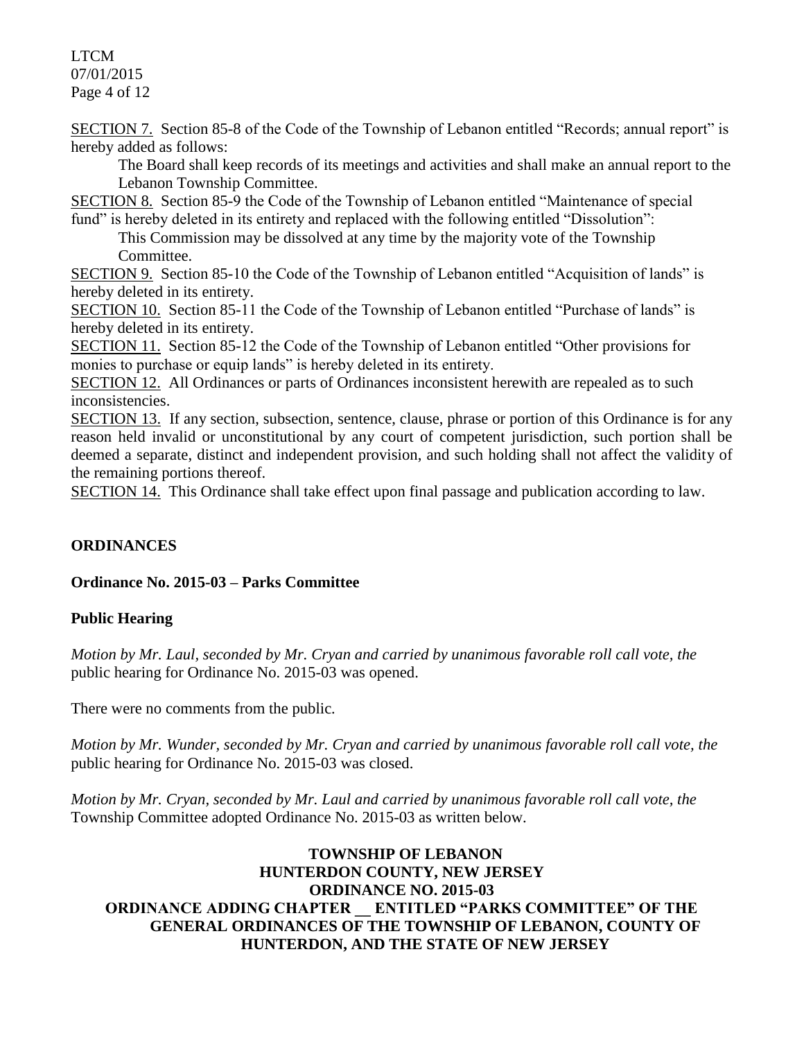SECTION 7. Section 85-8 of the Code of the Township of Lebanon entitled "Records; annual report" is hereby added as follows:

> The Board shall keep records of its meetings and activities and shall make an annual report to the Lebanon Township Committee.

SECTION 8. Section 85-9 the Code of the Township of Lebanon entitled "Maintenance of special fund" is hereby deleted in its entirety and replaced with the following entitled "Dissolution":

> This Commission may be dissolved at any time by the majority vote of the Township Committee.

SECTION 9. Section 85-10 the Code of the Township of Lebanon entitled "Acquisition of lands" is hereby deleted in its entirety.

SECTION 10. Section 85-11 the Code of the Township of Lebanon entitled "Purchase of lands" is hereby deleted in its entirety.

SECTION 11. Section 85-12 the Code of the Township of Lebanon entitled "Other provisions for monies to purchase or equip lands" is hereby deleted in its entirety.

SECTION 12. All Ordinances or parts of Ordinances inconsistent herewith are repealed as to such inconsistencies.

SECTION 13. If any section, subsection, sentence, clause, phrase or portion of this Ordinance is for any reason held invalid or unconstitutional by any court of competent jurisdiction, such portion shall be deemed a separate, distinct and independent provision, and such holding shall not affect the validity of the remaining portions thereof.

SECTION 14. This Ordinance shall take effect upon final passage and publication according to law.

## ORDINANCES

### Ordinance No. 2015-03 – Parks Committee

### Public Hearing

*Motion by Mr. Laul, seconded by Mr. Cryan and carried by unanimous favorable roll call vote, the* public hearing for Ordinance No. 2015-03 was opened.

There were no comments from the public.

*Motion by Mr. Wunder, seconded by Mr. Cryan and carried by unanimous favorable roll call vote, the* public hearing for Ordinance No. 2015-03 was closed.

*Motion by Mr. Cryan, seconded by Mr. Laul and carried by unanimous favorable roll call vote, the* Township Committee adopted Ordinance No. 2015-03 as written below.

**TOWNSHIP OF LEBANON**
**HUNTERDON COUNTY, NEW JERSEY**
**ORDINANCE NO. 2015-03**
**ORDINANCE ADDING CHAPTER __ ENTITLED "PARKS COMMITTEE" OF THE GENERAL ORDINANCES OF THE TOWNSHIP OF LEBANON, COUNTY OF HUNTERDON, AND THE STATE OF NEW JERSEY**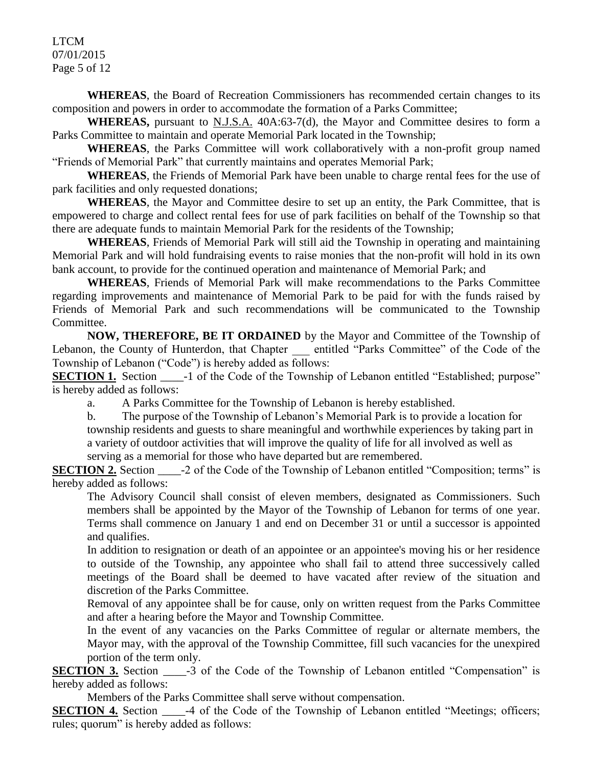**WHEREAS**, the Board of Recreation Commissioners has recommended certain changes to its composition and powers in order to accommodate the formation of a Parks Committee;

**WHEREAS,** pursuant to N.J.S.A. 40A:63-7(d), the Mayor and Committee desires to form a Parks Committee to maintain and operate Memorial Park located in the Township;

**WHEREAS**, the Parks Committee will work collaboratively with a non-profit group named "Friends of Memorial Park" that currently maintains and operates Memorial Park;

**WHEREAS**, the Friends of Memorial Park have been unable to charge rental fees for the use of park facilities and only requested donations;

**WHEREAS**, the Mayor and Committee desire to set up an entity, the Park Committee, that is empowered to charge and collect rental fees for use of park facilities on behalf of the Township so that there are adequate funds to maintain Memorial Park for the residents of the Township;

**WHEREAS**, Friends of Memorial Park will still aid the Township in operating and maintaining Memorial Park and will hold fundraising events to raise monies that the non-profit will hold in its own bank account, to provide for the continued operation and maintenance of Memorial Park; and

**WHEREAS**, Friends of Memorial Park will make recommendations to the Parks Committee regarding improvements and maintenance of Memorial Park to be paid for with the funds raised by Friends of Memorial Park and such recommendations will be communicated to the Township Committee.

**NOW, THEREFORE, BE IT ORDAINED** by the Mayor and Committee of the Township of Lebanon, the County of Hunterdon, that Chapter ___ entitled "Parks Committee" of the Code of the Township of Lebanon ("Code") is hereby added as follows:

**SECTION 1.** Section ____-1 of the Code of the Township of Lebanon entitled "Established; purpose" is hereby added as follows:

a. A Parks Committee for the Township of Lebanon is hereby established.

b. The purpose of the Township of Lebanon's Memorial Park is to provide a location for township residents and guests to share meaningful and worthwhile experiences by taking part in a variety of outdoor activities that will improve the quality of life for all involved as well as serving as a memorial for those who have departed but are remembered.

**SECTION 2.** Section ____-2 of the Code of the Township of Lebanon entitled "Composition; terms" is hereby added as follows:

The Advisory Council shall consist of eleven members, designated as Commissioners. Such members shall be appointed by the Mayor of the Township of Lebanon for terms of one year. Terms shall commence on January 1 and end on December 31 or until a successor is appointed and qualifies.

In addition to resignation or death of an appointee or an appointee's moving his or her residence to outside of the Township, any appointee who shall fail to attend three successively called meetings of the Board shall be deemed to have vacated after review of the situation and discretion of the Parks Committee.

Removal of any appointee shall be for cause, only on written request from the Parks Committee and after a hearing before the Mayor and Township Committee.

In the event of any vacancies on the Parks Committee of regular or alternate members, the Mayor may, with the approval of the Township Committee, fill such vacancies for the unexpired portion of the term only.

**SECTION 3.** Section ____-3 of the Code of the Township of Lebanon entitled "Compensation" is hereby added as follows:

Members of the Parks Committee shall serve without compensation.

**SECTION 4.** Section ____-4 of the Code of the Township of Lebanon entitled "Meetings; officers; rules; quorum" is hereby added as follows: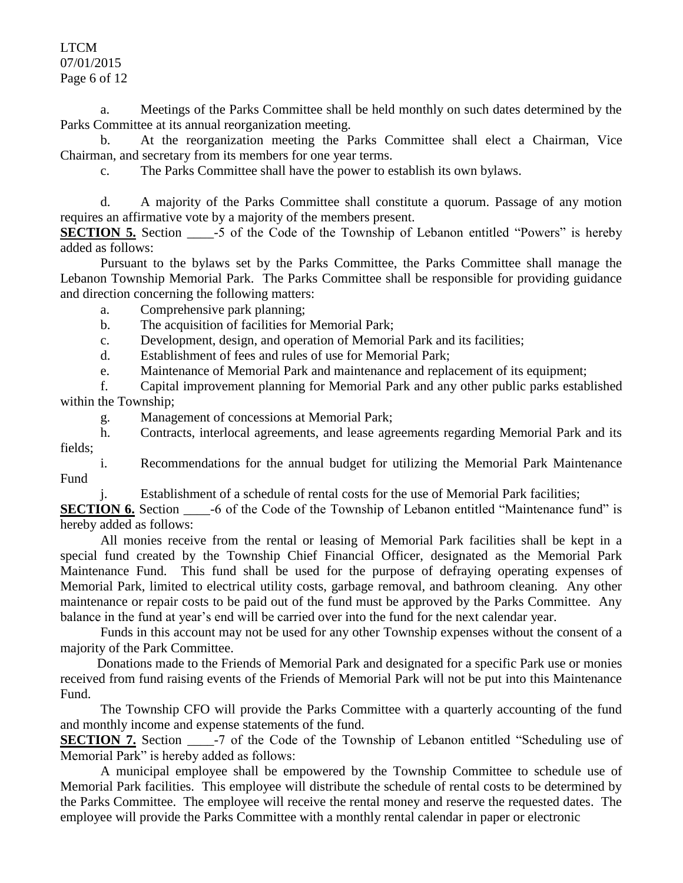a. Meetings of the Parks Committee shall be held monthly on such dates determined by the Parks Committee at its annual reorganization meeting.

b. At the reorganization meeting the Parks Committee shall elect a Chairman, Vice Chairman, and secretary from its members for one year terms.

c. The Parks Committee shall have the power to establish its own bylaws.

d. A majority of the Parks Committee shall constitute a quorum. Passage of any motion requires an affirmative vote by a majority of the members present.

**SECTION 5.** Section \_\_\_\_-5 of the Code of the Township of Lebanon entitled "Powers" is hereby added as follows:

Pursuant to the bylaws set by the Parks Committee, the Parks Committee shall manage the Lebanon Township Memorial Park. The Parks Committee shall be responsible for providing guidance and direction concerning the following matters:

a. Comprehensive park planning;

b. The acquisition of facilities for Memorial Park;

c. Development, design, and operation of Memorial Park and its facilities;

d. Establishment of fees and rules of use for Memorial Park;

e. Maintenance of Memorial Park and maintenance and replacement of its equipment;

f. Capital improvement planning for Memorial Park and any other public parks established within the Township;

g. Management of concessions at Memorial Park;

h. Contracts, interlocal agreements, and lease agreements regarding Memorial Park and its fields;

i. Recommendations for the annual budget for utilizing the Memorial Park Maintenance Fund

j. Establishment of a schedule of rental costs for the use of Memorial Park facilities;

**SECTION 6.** Section \_\_\_\_-6 of the Code of the Township of Lebanon entitled "Maintenance fund" is hereby added as follows:

All monies receive from the rental or leasing of Memorial Park facilities shall be kept in a special fund created by the Township Chief Financial Officer, designated as the Memorial Park Maintenance Fund. This fund shall be used for the purpose of defraying operating expenses of Memorial Park, limited to electrical utility costs, garbage removal, and bathroom cleaning. Any other maintenance or repair costs to be paid out of the fund must be approved by the Parks Committee. Any balance in the fund at year's end will be carried over into the fund for the next calendar year.

Funds in this account may not be used for any other Township expenses without the consent of a majority of the Park Committee.

Donations made to the Friends of Memorial Park and designated for a specific Park use or monies received from fund raising events of the Friends of Memorial Park will not be put into this Maintenance Fund.

The Township CFO will provide the Parks Committee with a quarterly accounting of the fund and monthly income and expense statements of the fund.

**SECTION 7.** Section \_\_\_\_-7 of the Code of the Township of Lebanon entitled "Scheduling use of Memorial Park" is hereby added as follows:

A municipal employee shall be empowered by the Township Committee to schedule use of Memorial Park facilities. This employee will distribute the schedule of rental costs to be determined by the Parks Committee. The employee will receive the rental money and reserve the requested dates. The employee will provide the Parks Committee with a monthly rental calendar in paper or electronic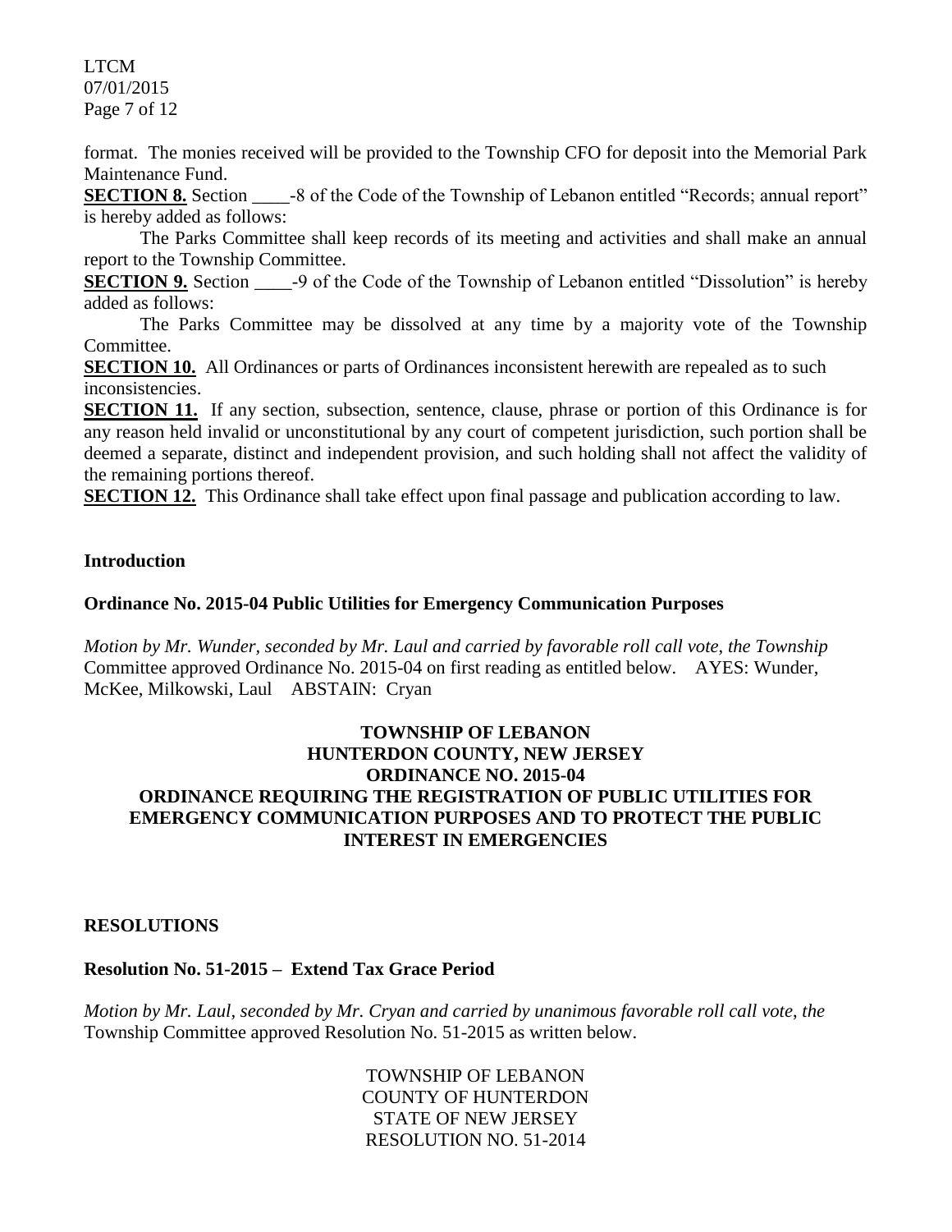format. The monies received will be provided to the Township CFO for deposit into the Memorial Park Maintenance Fund.

**SECTION 8.** Section ____-8 of the Code of the Township of Lebanon entitled "Records; annual report" is hereby added as follows:

The Parks Committee shall keep records of its meeting and activities and shall make an annual report to the Township Committee.

**SECTION 9.** Section ____-9 of the Code of the Township of Lebanon entitled "Dissolution" is hereby added as follows:

The Parks Committee may be dissolved at any time by a majority vote of the Township Committee.

**SECTION 10.** All Ordinances or parts of Ordinances inconsistent herewith are repealed as to such inconsistencies.

**SECTION 11.** If any section, subsection, sentence, clause, phrase or portion of this Ordinance is for any reason held invalid or unconstitutional by any court of competent jurisdiction, such portion shall be deemed a separate, distinct and independent provision, and such holding shall not affect the validity of the remaining portions thereof.

**SECTION 12.** This Ordinance shall take effect upon final passage and publication according to law.

**Introduction**

**Ordinance No. 2015-04 Public Utilities for Emergency Communication Purposes**

*Motion by Mr. Wunder, seconded by Mr. Laul and carried by favorable roll call vote, the Township* Committee approved Ordinance No. 2015-04 on first reading as entitled below. AYES: Wunder, McKee, Milkowski, Laul ABSTAIN: Cryan

**TOWNSHIP OF LEBANON**
**HUNTERDON COUNTY, NEW JERSEY**
**ORDINANCE NO. 2015-04**
**ORDINANCE REQUIRING THE REGISTRATION OF PUBLIC UTILITIES FOR EMERGENCY COMMUNICATION PURPOSES AND TO PROTECT THE PUBLIC INTEREST IN EMERGENCIES**

**RESOLUTIONS**

**Resolution No. 51-2015 – Extend Tax Grace Period**

*Motion by Mr. Laul, seconded by Mr. Cryan and carried by unanimous favorable roll call vote, the* Township Committee approved Resolution No. 51-2015 as written below.

TOWNSHIP OF LEBANON
COUNTY OF HUNTERDON
STATE OF NEW JERSEY
RESOLUTION NO. 51-2014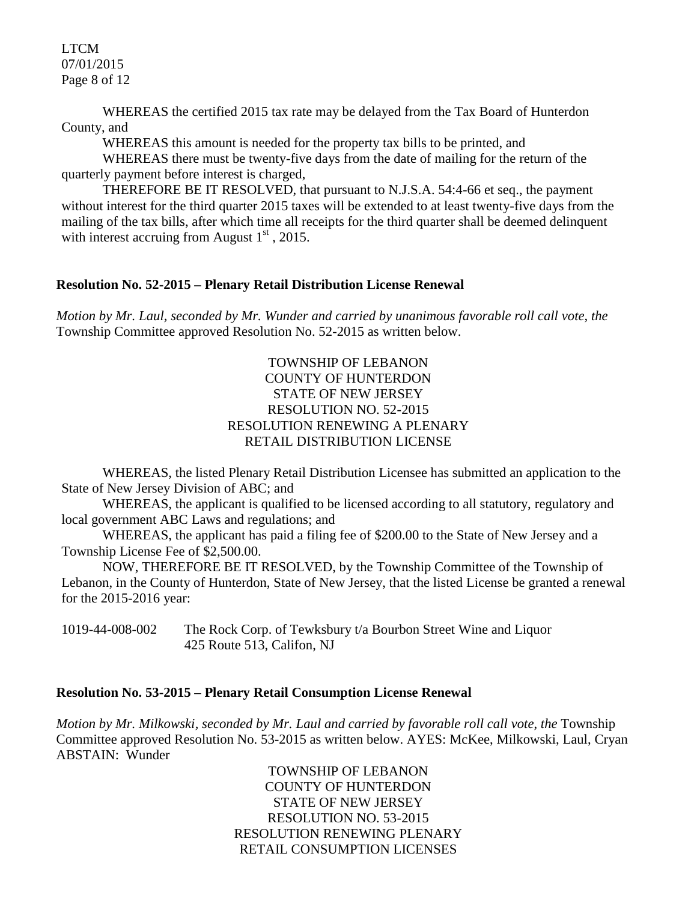WHEREAS the certified 2015 tax rate may be delayed from the Tax Board of Hunterdon County, and

WHEREAS this amount is needed for the property tax bills to be printed, and

WHEREAS there must be twenty-five days from the date of mailing for the return of the quarterly payment before interest is charged,

THEREFORE BE IT RESOLVED, that pursuant to N.J.S.A. 54:4-66 et seq., the payment without interest for the third quarter 2015 taxes will be extended to at least twenty-five days from the mailing of the tax bills, after which time all receipts for the third quarter shall be deemed delinquent with interest accruing from August 1st, 2015.

**Resolution No. 52-2015 – Plenary Retail Distribution License Renewal**

*Motion by Mr. Laul, seconded by Mr. Wunder and carried by unanimous favorable roll call vote, the* Township Committee approved Resolution No. 52-2015 as written below.

TOWNSHIP OF LEBANON
COUNTY OF HUNTERDON
STATE OF NEW JERSEY
RESOLUTION NO. 52-2015
RESOLUTION RENEWING A PLENARY
RETAIL DISTRIBUTION LICENSE

WHEREAS, the listed Plenary Retail Distribution Licensee has submitted an application to the State of New Jersey Division of ABC; and

WHEREAS, the applicant is qualified to be licensed according to all statutory, regulatory and local government ABC Laws and regulations; and

WHEREAS, the applicant has paid a filing fee of $200.00 to the State of New Jersey and a Township License Fee of $2,500.00.

NOW, THEREFORE BE IT RESOLVED, by the Township Committee of the Township of Lebanon, in the County of Hunterdon, State of New Jersey, that the listed License be granted a renewal for the 2015-2016 year:

1019-44-008-002 The Rock Corp. of Tewksbury t/a Bourbon Street Wine and Liquor
425 Route 513, Califon, NJ

**Resolution No. 53-2015 – Plenary Retail Consumption License Renewal**

*Motion by Mr. Milkowski, seconded by Mr. Laul and carried by favorable roll call vote, the* Township Committee approved Resolution No. 53-2015 as written below. AYES: McKee, Milkowski, Laul, Cryan
ABSTAIN: Wunder

TOWNSHIP OF LEBANON
COUNTY OF HUNTERDON
STATE OF NEW JERSEY
RESOLUTION NO. 53-2015
RESOLUTION RENEWING PLENARY
RETAIL CONSUMPTION LICENSES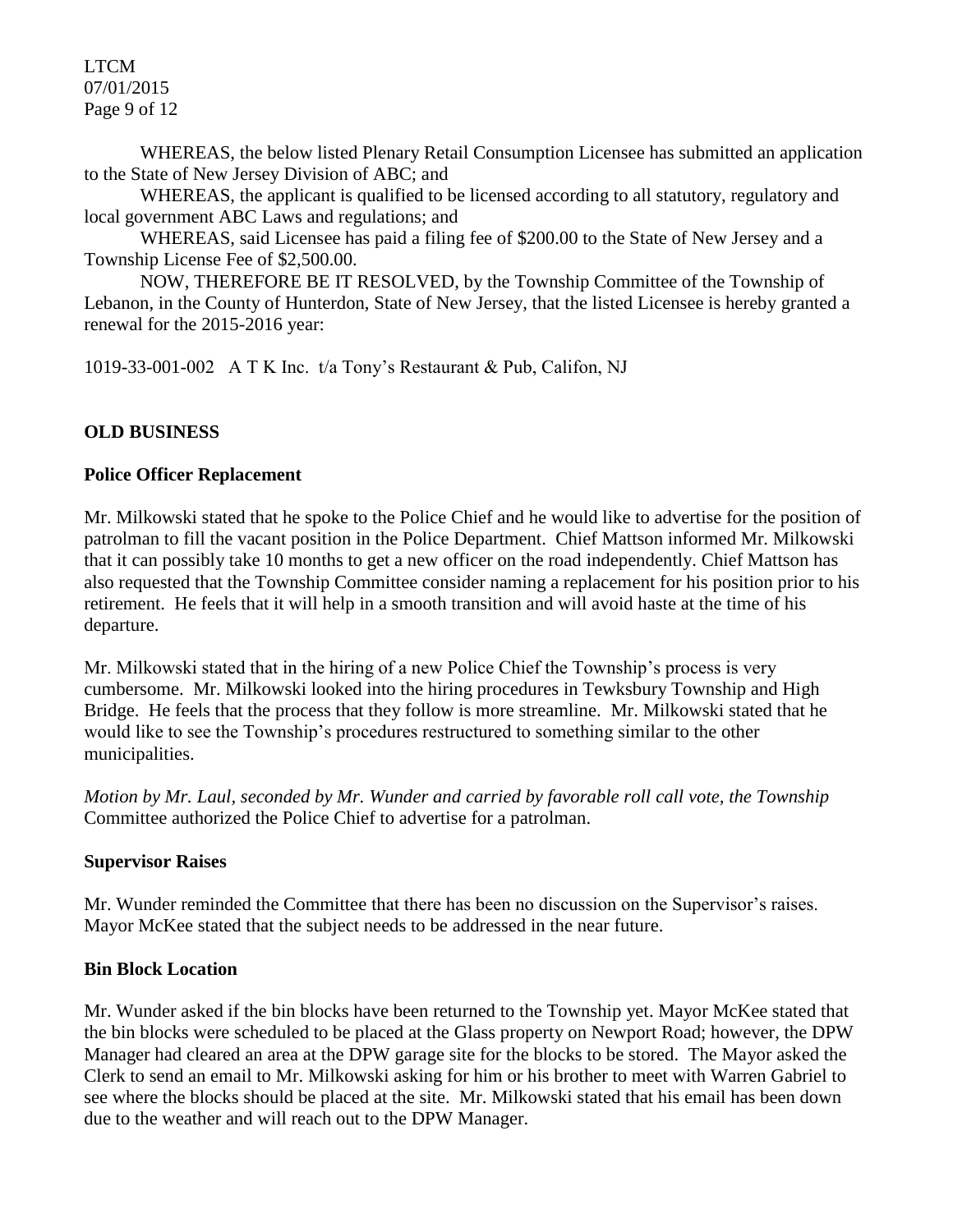WHEREAS, the below listed Plenary Retail Consumption Licensee has submitted an application to the State of New Jersey Division of ABC; and

WHEREAS, the applicant is qualified to be licensed according to all statutory, regulatory and local government ABC Laws and regulations; and

WHEREAS, said Licensee has paid a filing fee of $200.00 to the State of New Jersey and a Township License Fee of $2,500.00.

NOW, THEREFORE BE IT RESOLVED, by the Township Committee of the Township of Lebanon, in the County of Hunterdon, State of New Jersey, that the listed Licensee is hereby granted a renewal for the 2015-2016 year:

1019-33-001-002 A T K Inc. t/a Tony's Restaurant & Pub, Califon, NJ

## OLD BUSINESS

### Police Officer Replacement

Mr. Milkowski stated that he spoke to the Police Chief and he would like to advertise for the position of patrolman to fill the vacant position in the Police Department. Chief Mattson informed Mr. Milkowski that it can possibly take 10 months to get a new officer on the road independently. Chief Mattson has also requested that the Township Committee consider naming a replacement for his position prior to his retirement. He feels that it will help in a smooth transition and will avoid haste at the time of his departure.

Mr. Milkowski stated that in the hiring of a new Police Chief the Township's process is very cumbersome. Mr. Milkowski looked into the hiring procedures in Tewksbury Township and High Bridge. He feels that the process that they follow is more streamline. Mr. Milkowski stated that he would like to see the Township's procedures restructured to something similar to the other municipalities.

*Motion by Mr. Laul, seconded by Mr. Wunder and carried by favorable roll call vote, the Township* Committee authorized the Police Chief to advertise for a patrolman.

### Supervisor Raises

Mr. Wunder reminded the Committee that there has been no discussion on the Supervisor's raises. Mayor McKee stated that the subject needs to be addressed in the near future.

### Bin Block Location

Mr. Wunder asked if the bin blocks have been returned to the Township yet. Mayor McKee stated that the bin blocks were scheduled to be placed at the Glass property on Newport Road; however, the DPW Manager had cleared an area at the DPW garage site for the blocks to be stored. The Mayor asked the Clerk to send an email to Mr. Milkowski asking for him or his brother to meet with Warren Gabriel to see where the blocks should be placed at the site. Mr. Milkowski stated that his email has been down due to the weather and will reach out to the DPW Manager.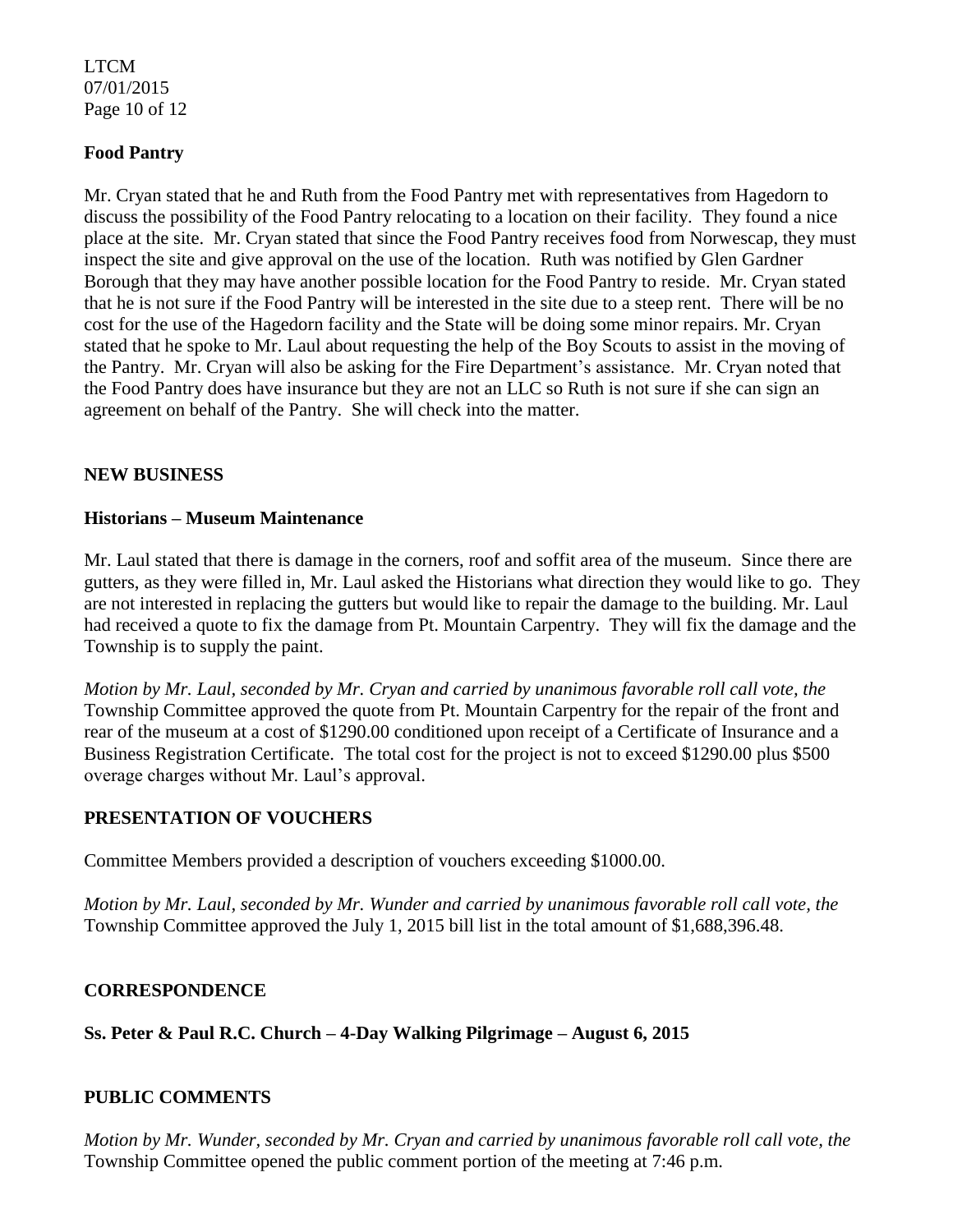**Food Pantry**

Mr. Cryan stated that he and Ruth from the Food Pantry met with representatives from Hagedorn to discuss the possibility of the Food Pantry relocating to a location on their facility. They found a nice place at the site. Mr. Cryan stated that since the Food Pantry receives food from Norwescap, they must inspect the site and give approval on the use of the location. Ruth was notified by Glen Gardner Borough that they may have another possible location for the Food Pantry to reside. Mr. Cryan stated that he is not sure if the Food Pantry will be interested in the site due to a steep rent. There will be no cost for the use of the Hagedorn facility and the State will be doing some minor repairs. Mr. Cryan stated that he spoke to Mr. Laul about requesting the help of the Boy Scouts to assist in the moving of the Pantry. Mr. Cryan will also be asking for the Fire Department's assistance. Mr. Cryan noted that the Food Pantry does have insurance but they are not an LLC so Ruth is not sure if she can sign an agreement on behalf of the Pantry. She will check into the matter.

**NEW BUSINESS**

**Historians – Museum Maintenance**

Mr. Laul stated that there is damage in the corners, roof and soffit area of the museum. Since there are gutters, as they were filled in, Mr. Laul asked the Historians what direction they would like to go. They are not interested in replacing the gutters but would like to repair the damage to the building. Mr. Laul had received a quote to fix the damage from Pt. Mountain Carpentry. They will fix the damage and the Township is to supply the paint.

*Motion by Mr. Laul, seconded by Mr. Cryan and carried by unanimous favorable roll call vote, the* Township Committee approved the quote from Pt. Mountain Carpentry for the repair of the front and rear of the museum at a cost of $1290.00 conditioned upon receipt of a Certificate of Insurance and a Business Registration Certificate. The total cost for the project is not to exceed $1290.00 plus $500 overage charges without Mr. Laul's approval.

**PRESENTATION OF VOUCHERS**

Committee Members provided a description of vouchers exceeding $1000.00.

*Motion by Mr. Laul, seconded by Mr. Wunder and carried by unanimous favorable roll call vote, the* Township Committee approved the July 1, 2015 bill list in the total amount of $1,688,396.48.

**CORRESPONDENCE**

**Ss. Peter & Paul R.C. Church – 4-Day Walking Pilgrimage – August 6, 2015**

**PUBLIC COMMENTS**

*Motion by Mr. Wunder, seconded by Mr. Cryan and carried by unanimous favorable roll call vote, the* Township Committee opened the public comment portion of the meeting at 7:46 p.m.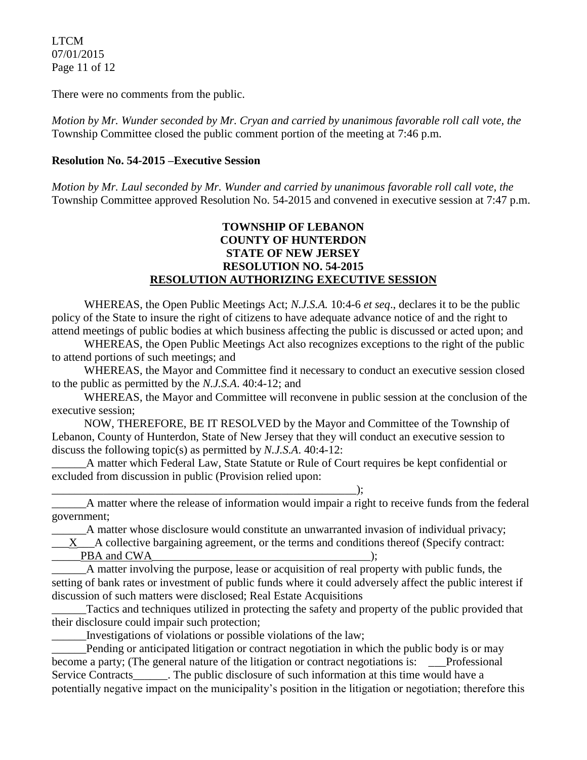There were no comments from the public.

*Motion by Mr. Wunder seconded by Mr. Cryan and carried by unanimous favorable roll call vote, the* Township Committee closed the public comment portion of the meeting at 7:46 p.m.

**Resolution No. 54-2015 –Executive Session**

*Motion by Mr. Laul seconded by Mr. Wunder and carried by unanimous favorable roll call vote, the* Township Committee approved Resolution No. 54-2015 and convened in executive session at 7:47 p.m.

**TOWNSHIP OF LEBANON**
**COUNTY OF HUNTERDON**
**STATE OF NEW JERSEY**
**RESOLUTION NO. 54-2015**
**RESOLUTION AUTHORIZING EXECUTIVE SESSION**

WHEREAS, the Open Public Meetings Act; *N.J.S.A.* 10:4-6 *et seq*., declares it to be the public policy of the State to insure the right of citizens to have adequate advance notice of and the right to attend meetings of public bodies at which business affecting the public is discussed or acted upon; and

WHEREAS, the Open Public Meetings Act also recognizes exceptions to the right of the public to attend portions of such meetings; and

WHEREAS, the Mayor and Committee find it necessary to conduct an executive session closed to the public as permitted by the *N.J.S.A*. 40:4-12; and

WHEREAS, the Mayor and Committee will reconvene in public session at the conclusion of the executive session;

NOW, THEREFORE, BE IT RESOLVED by the Mayor and Committee of the Township of Lebanon, County of Hunterdon, State of New Jersey that they will conduct an executive session to discuss the following topic(s) as permitted by *N.J.S.A*. 40:4-12:

______A matter which Federal Law, State Statute or Rule of Court requires be kept confidential or excluded from discussion in public (Provision relied upon: ________________________________________________________);

______A matter where the release of information would impair a right to receive funds from the federal government;

______A matter whose disclosure would constitute an unwarranted invasion of individual privacy;

___X___A collective bargaining agreement, or the terms and conditions thereof (Specify contract: _____PBA and CWA________________________________________);

______A matter involving the purpose, lease or acquisition of real property with public funds, the setting of bank rates or investment of public funds where it could adversely affect the public interest if discussion of such matters were disclosed; Real Estate Acquisitions

______Tactics and techniques utilized in protecting the safety and property of the public provided that their disclosure could impair such protection;

______Investigations of violations or possible violations of the law;

______Pending or anticipated litigation or contract negotiation in which the public body is or may become a party; (The general nature of the litigation or contract negotiations is: ___Professional Service Contracts______. The public disclosure of such information at this time would have a potentially negative impact on the municipality's position in the litigation or negotiation; therefore this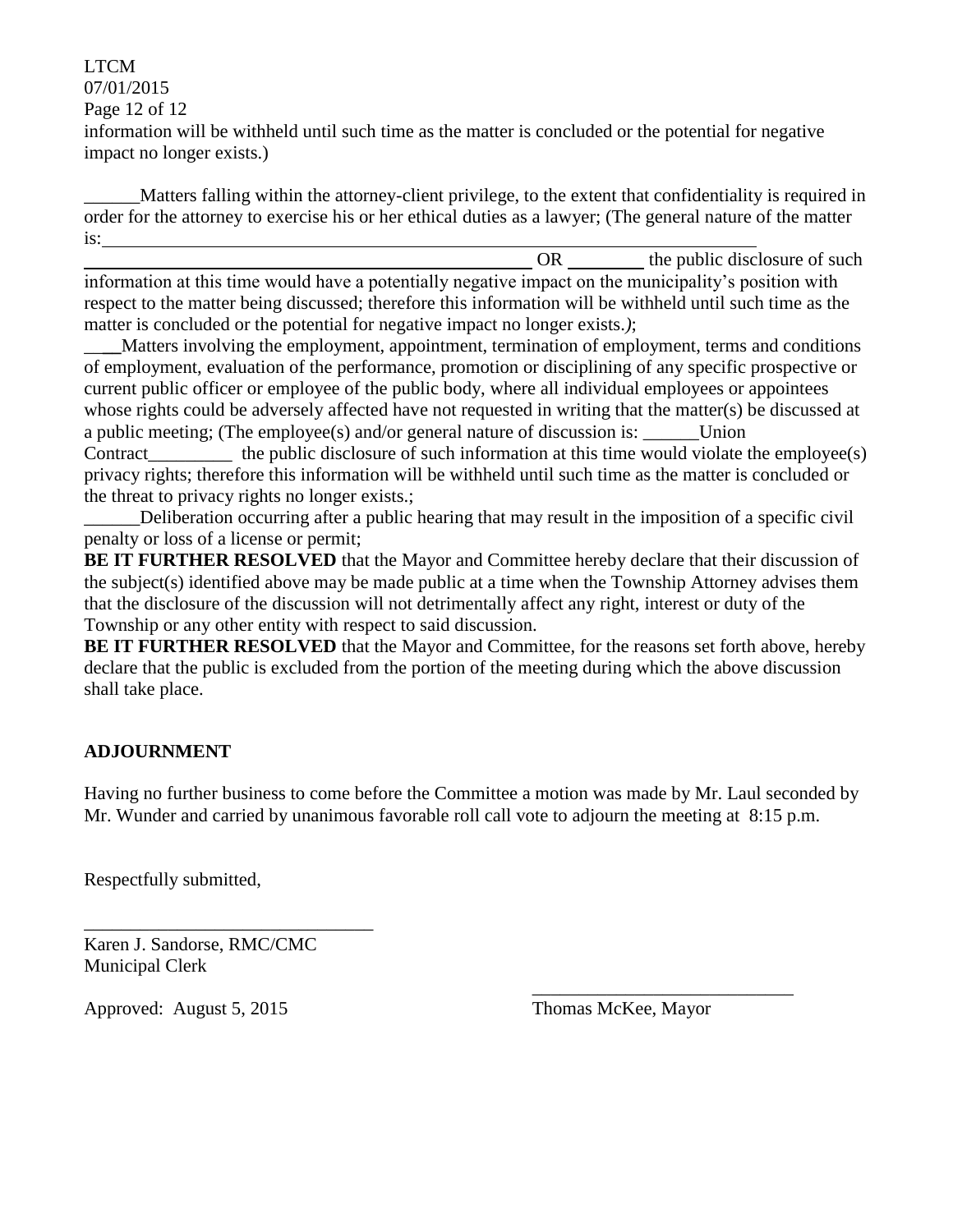information will be withheld until such time as the matter is concluded or the potential for negative impact no longer exists.)

______Matters falling within the attorney-client privilege, to the extent that confidentiality is required in order for the attorney to exercise his or her ethical duties as a lawyer; (The general nature of the matter is: ______________________________________________________________________________ OR ________ the public disclosure of such information at this time would have a potentially negative impact on the municipality's position with respect to the matter being discussed; therefore this information will be withheld until such time as the matter is concluded or the potential for negative impact no longer exists.*)*;

____Matters involving the employment, appointment, termination of employment, terms and conditions of employment, evaluation of the performance, promotion or disciplining of any specific prospective or current public officer or employee of the public body, where all individual employees or appointees whose rights could be adversely affected have not requested in writing that the matter(s) be discussed at a public meeting; (The employee(s) and/or general nature of discussion is: ______Union Contract_________ the public disclosure of such information at this time would violate the employee(s) privacy rights; therefore this information will be withheld until such time as the matter is concluded or the threat to privacy rights no longer exists.;

______Deliberation occurring after a public hearing that may result in the imposition of a specific civil penalty or loss of a license or permit;

**BE IT FURTHER RESOLVED** that the Mayor and Committee hereby declare that their discussion of the subject(s) identified above may be made public at a time when the Township Attorney advises them that the disclosure of the discussion will not detrimentally affect any right, interest or duty of the Township or any other entity with respect to said discussion.

**BE IT FURTHER RESOLVED** that the Mayor and Committee, for the reasons set forth above, hereby declare that the public is excluded from the portion of the meeting during which the above discussion shall take place.

**ADJOURNMENT**

Having no further business to come before the Committee a motion was made by Mr. Laul seconded by Mr. Wunder and carried by unanimous favorable roll call vote to adjourn the meeting at 8:15 p.m.

Respectfully submitted,

______________________________
Karen J. Sandorse, RMC/CMC
Municipal Clerk

Approved: August 5, 2015

______________________________
Thomas McKee, Mayor